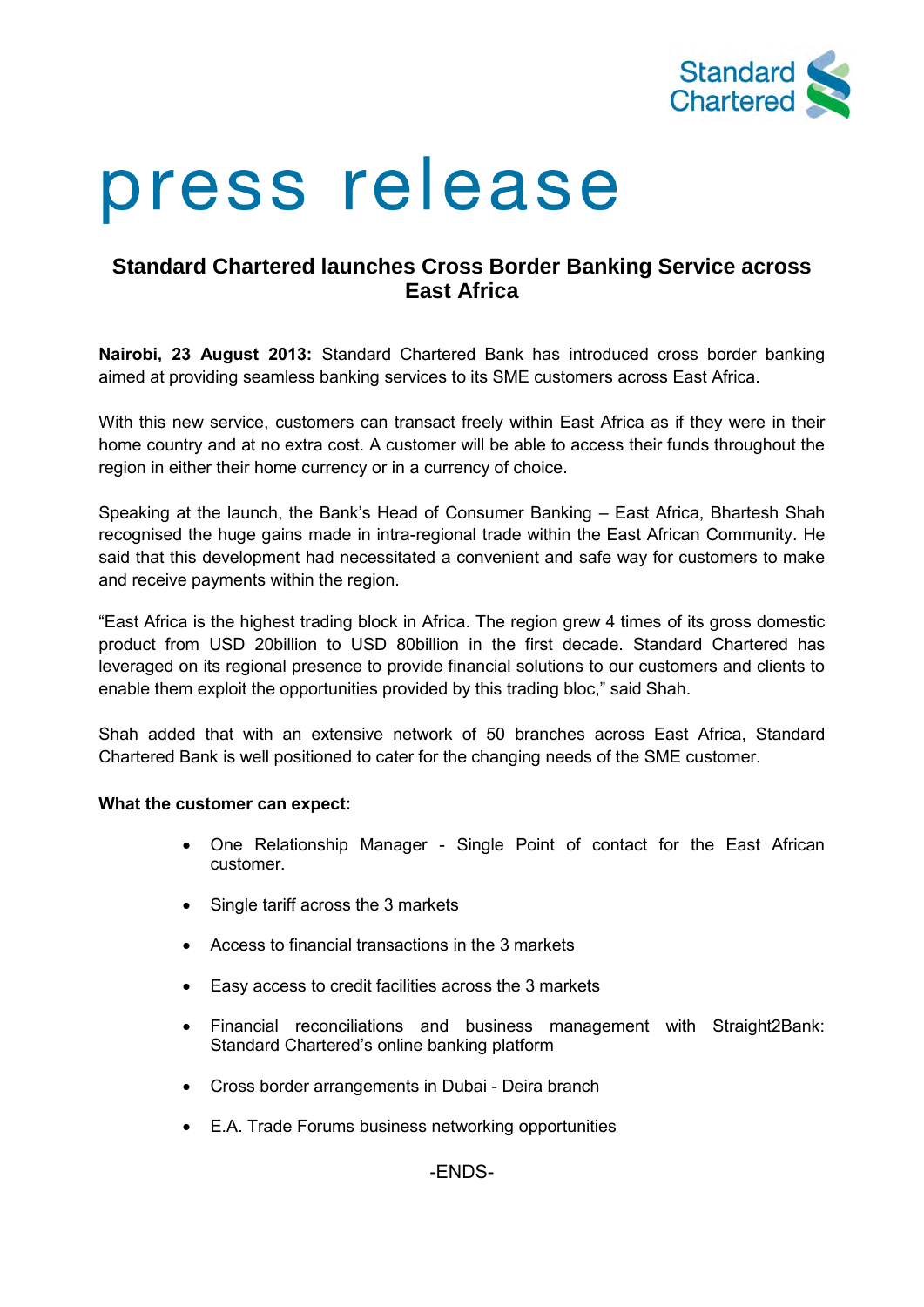Standard Chartered

# press release

## Standard Chartered launches Cross Border Banking Service across East Africa

**Nairobi, 23 August 2013:** Standard Chartered Bank has introduced cross border banking aimed at providing seamless banking services to its SME customers across East Africa.

With this new service, customers can transact freely within East Africa as if they were in their home country and at no extra cost. A customer will be able to access their funds throughout the region in either their home currency or in a currency of choice.

Speaking at the launch, the Bank's Head of Consumer Banking – East Africa, Bhartesh Shah recognised the huge gains made in intra-regional trade within the East African Community. He said that this development had necessitated a convenient and safe way for customers to make and receive payments within the region.

"East Africa is the highest trading block in Africa. The region grew 4 times of its gross domestic product from USD 20billion to USD 80billion in the first decade. Standard Chartered has leveraged on its regional presence to provide financial solutions to our customers and clients to enable them exploit the opportunities provided by this trading bloc," said Shah.

Shah added that with an extensive network of 50 branches across East Africa, Standard Chartered Bank is well positioned to cater for the changing needs of the SME customer.

**What the customer can expect:**

- One Relationship Manager - Single Point of contact for the East African customer.
- Single tariff across the 3 markets
- Access to financial transactions in the 3 markets
- Easy access to credit facilities across the 3 markets
- Financial reconciliations and business management with Straight2Bank: Standard Chartered's online banking platform
- Cross border arrangements in Dubai - Deira branch
- E.A. Trade Forums business networking opportunities

-ENDS-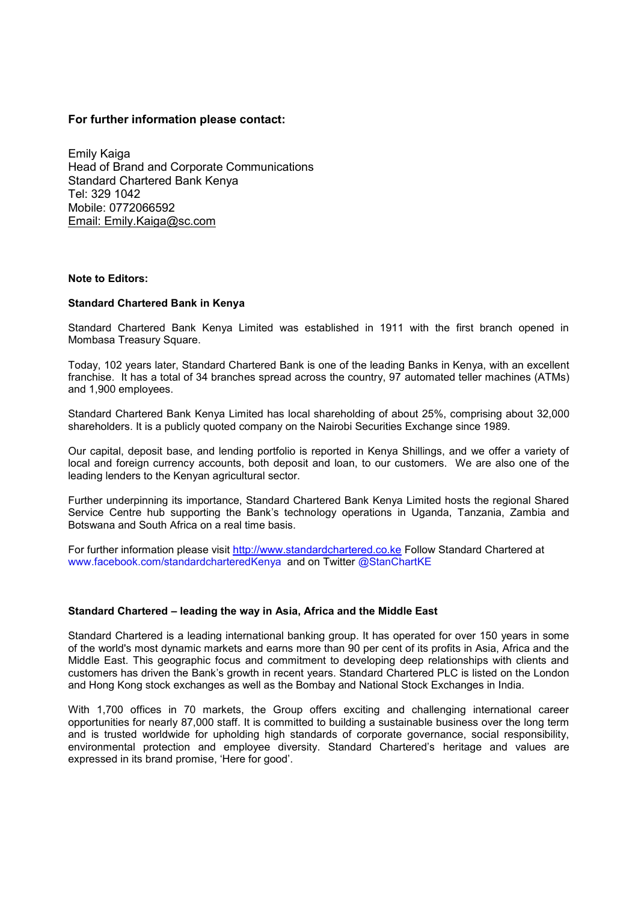**For further information please contact:**

Emily Kaiga
Head of Brand and Corporate Communications
Standard Chartered Bank Kenya
Tel: 329 1042
Mobile: 0772066592
Email: Emily.Kaiga@sc.com

**Note to Editors:**

**Standard Chartered Bank in Kenya**

Standard Chartered Bank Kenya Limited was established in 1911 with the first branch opened in Mombasa Treasury Square.

Today, 102 years later, Standard Chartered Bank is one of the leading Banks in Kenya, with an excellent franchise. It has a total of 34 branches spread across the country, 97 automated teller machines (ATMs) and 1,900 employees.

Standard Chartered Bank Kenya Limited has local shareholding of about 25%, comprising about 32,000 shareholders. It is a publicly quoted company on the Nairobi Securities Exchange since 1989.

Our capital, deposit base, and lending portfolio is reported in Kenya Shillings, and we offer a variety of local and foreign currency accounts, both deposit and loan, to our customers. We are also one of the leading lenders to the Kenyan agricultural sector.

Further underpinning its importance, Standard Chartered Bank Kenya Limited hosts the regional Shared Service Centre hub supporting the Bank's technology operations in Uganda, Tanzania, Zambia and Botswana and South Africa on a real time basis.

For further information please visit http://www.standardchartered.co.ke Follow Standard Chartered at www.facebook.com/standardcharteredKenya and on Twitter @StanChartKE

**Standard Chartered – leading the way in Asia, Africa and the Middle East**

Standard Chartered is a leading international banking group. It has operated for over 150 years in some of the world's most dynamic markets and earns more than 90 per cent of its profits in Asia, Africa and the Middle East. This geographic focus and commitment to developing deep relationships with clients and customers has driven the Bank's growth in recent years. Standard Chartered PLC is listed on the London and Hong Kong stock exchanges as well as the Bombay and National Stock Exchanges in India.

With 1,700 offices in 70 markets, the Group offers exciting and challenging international career opportunities for nearly 87,000 staff. It is committed to building a sustainable business over the long term and is trusted worldwide for upholding high standards of corporate governance, social responsibility, environmental protection and employee diversity. Standard Chartered's heritage and values are expressed in its brand promise, 'Here for good'.